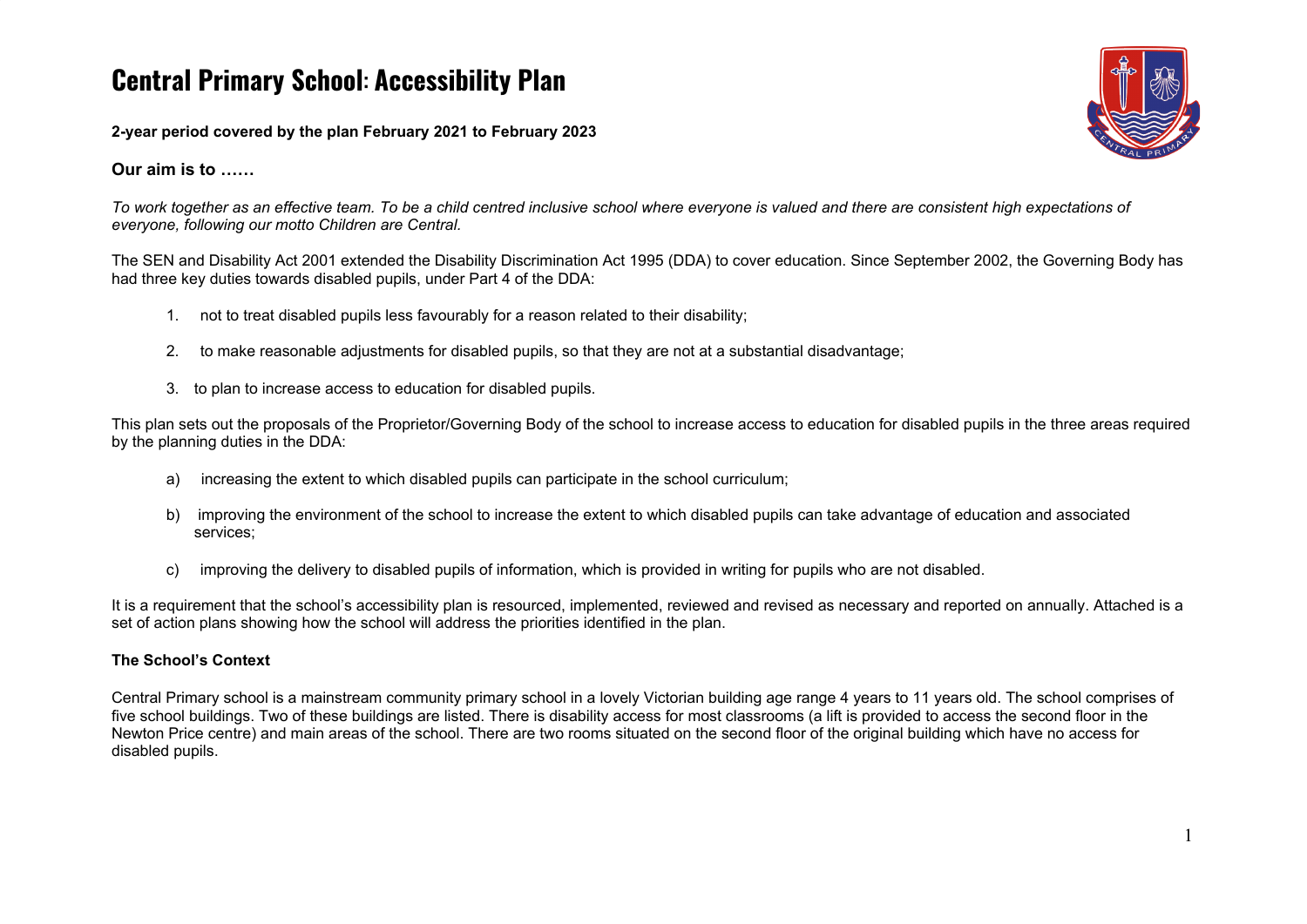# Central Primary School: Accessibility Plan

**2-year period covered by the plan February 2021 to February 2023**

### Our aim is to ……

*To work together as an effective team. To be a child centred inclusive school where everyone is valued and there are consistent high expectations of everyone, following our motto Children are Central.*

The SEN and Disability Act 2001 extended the Disability Discrimination Act 1995 (DDA) to cover education. Since September 2002, the Governing Body has had three key duties towards disabled pupils, under Part 4 of the DDA:

1. not to treat disabled pupils less favourably for a reason related to their disability;
2. to make reasonable adjustments for disabled pupils, so that they are not at a substantial disadvantage;
3. to plan to increase access to education for disabled pupils.

This plan sets out the proposals of the Proprietor/Governing Body of the school to increase access to education for disabled pupils in the three areas required by the planning duties in the DDA:

a) increasing the extent to which disabled pupils can participate in the school curriculum;

b) improving the environment of the school to increase the extent to which disabled pupils can take advantage of education and associated services;

c) improving the delivery to disabled pupils of information, which is provided in writing for pupils who are not disabled.

It is a requirement that the school's accessibility plan is resourced, implemented, reviewed and revised as necessary and reported on annually. Attached is a set of action plans showing how the school will address the priorities identified in the plan.

**The School's Context**

Central Primary school is a mainstream community primary school in a lovely Victorian building age range 4 years to 11 years old. The school comprises of five school buildings. Two of these buildings are listed. There is disability access for most classrooms (a lift is provided to access the second floor in the Newton Price centre) and main areas of the school. There are two rooms situated on the second floor of the original building which have no access for disabled pupils.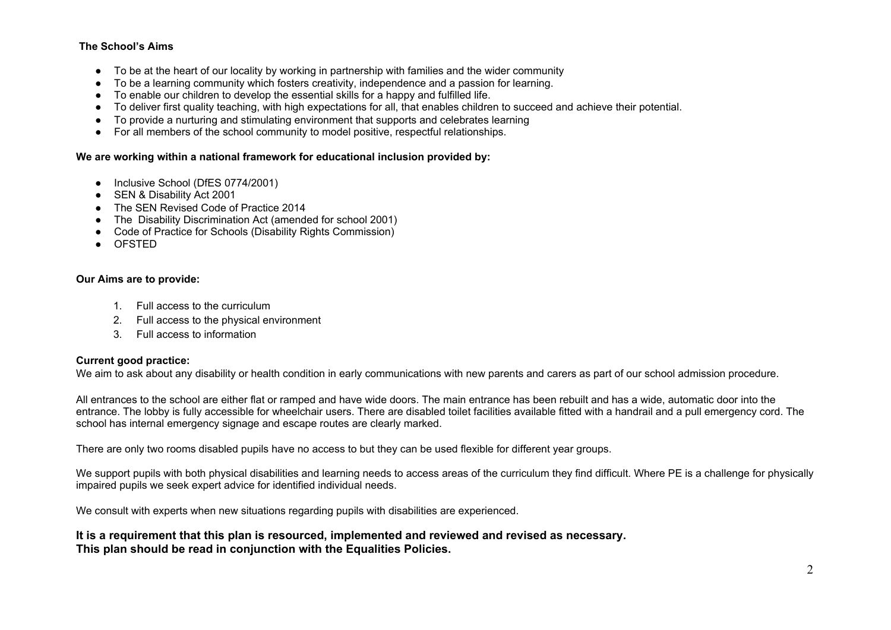**The School's Aims**

- To be at the heart of our locality by working in partnership with families and the wider community
- To be a learning community which fosters creativity, independence and a passion for learning.
- To enable our children to develop the essential skills for a happy and fulfilled life.
- To deliver first quality teaching, with high expectations for all, that enables children to succeed and achieve their potential.
- To provide a nurturing and stimulating environment that supports and celebrates learning
- For all members of the school community to model positive, respectful relationships.

**We are working within a national framework for educational inclusion provided by:**

- Inclusive School (DfES 0774/2001)
- SEN & Disability Act 2001
- The SEN Revised Code of Practice 2014
- The Disability Discrimination Act (amended for school 2001)
- Code of Practice for Schools (Disability Rights Commission)
- OFSTED

**Our Aims are to provide:**

1. Full access to the curriculum
2. Full access to the physical environment
3. Full access to information

**Current good practice:**

We aim to ask about any disability or health condition in early communications with new parents and carers as part of our school admission procedure.

All entrances to the school are either flat or ramped and have wide doors. The main entrance has been rebuilt and has a wide, automatic door into the entrance. The lobby is fully accessible for wheelchair users. There are disabled toilet facilities available fitted with a handrail and a pull emergency cord. The school has internal emergency signage and escape routes are clearly marked.

There are only two rooms disabled pupils have no access to but they can be used flexible for different year groups.

We support pupils with both physical disabilities and learning needs to access areas of the curriculum they find difficult. Where PE is a challenge for physically impaired pupils we seek expert advice for identified individual needs.

We consult with experts when new situations regarding pupils with disabilities are experienced.

**It is a requirement that this plan is resourced, implemented and reviewed and revised as necessary.**
**This plan should be read in conjunction with the Equalities Policies.**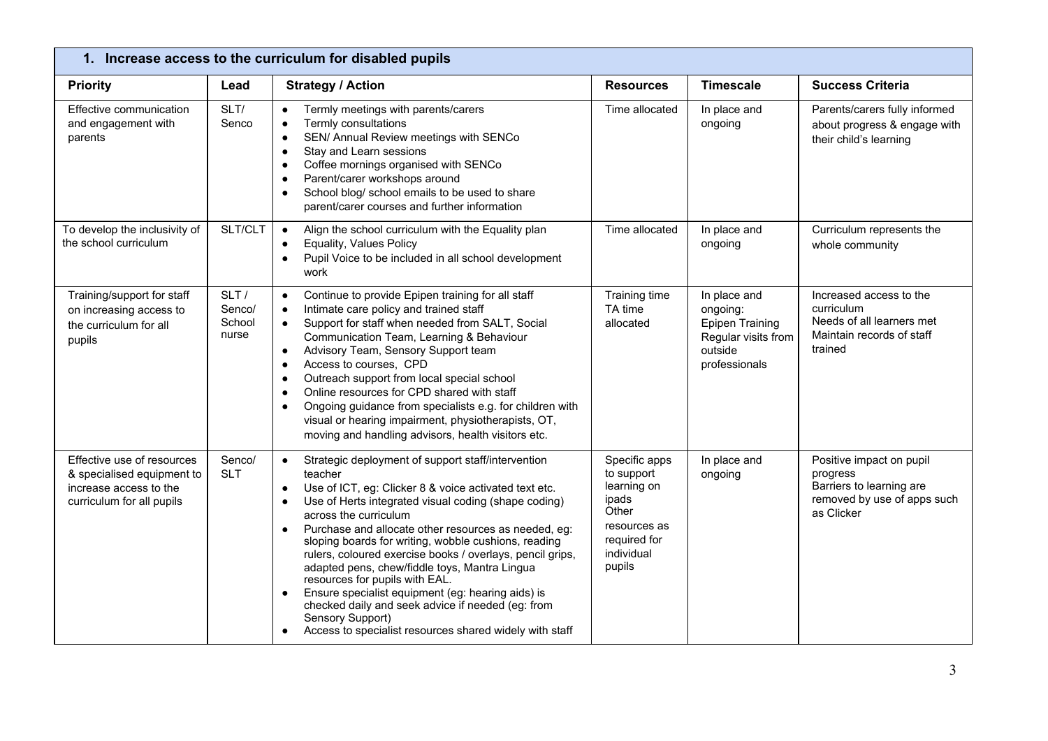| 1. Increase access to the curriculum for disabled pupils | | | | | |
|---|---|---|---|---|---|
| **Priority** | **Lead** | **Strategy / Action** | **Resources** | **Timescale** | **Success Criteria** |
| Effective communication and engagement with parents | SLT/ Senco | • Termly meetings with parents/carers<br>• Termly consultations<br>• SEN/ Annual Review meetings with SENCo<br>• Stay and Learn sessions<br>• Coffee mornings organised with SENCo<br>• Parent/carer workshops around<br>• School blog/ school emails to be used to share parent/carer courses and further information | Time allocated | In place and ongoing | Parents/carers fully informed about progress & engage with their child's learning |
| To develop the inclusivity of the school curriculum | SLT/CLT | • Align the school curriculum with the Equality plan<br>• Equality, Values Policy<br>• Pupil Voice to be included in all school development work | Time allocated | In place and ongoing | Curriculum represents the whole community |
| Training/support for staff on increasing access to the curriculum for all pupils | SLT / Senco/ School nurse | • Continue to provide Epipen training for all staff<br>• Intimate care policy and trained staff<br>• Support for staff when needed from SALT, Social Communication Team, Learning & Behaviour<br>• Advisory Team, Sensory Support team<br>• Access to courses, CPD<br>• Outreach support from local special school<br>• Online resources for CPD shared with staff<br>• Ongoing guidance from specialists e.g. for children with visual or hearing impairment, physiotherapists, OT, moving and handling advisors, health visitors etc. | Training time<br>TA time allocated | In place and ongoing:<br>Epipen Training<br>Regular visits from outside professionals | Increased access to the curriculum<br>Needs of all learners met<br>Maintain records of staff trained |
| Effective use of resources & specialised equipment to increase access to the curriculum for all pupils | Senco/ SLT | • Strategic deployment of support staff/intervention teacher<br>• Use of ICT, eg: Clicker 8 & voice activated text etc.<br>• Use of Herts integrated visual coding (shape coding) across the curriculum<br>• Purchase and allocate other resources as needed, eg: sloping boards for writing, wobble cushions, reading rulers, coloured exercise books / overlays, pencil grips, adapted pens, chew/fiddle toys, Mantra Lingua resources for pupils with EAL.<br>• Ensure specialist equipment (eg: hearing aids) is checked daily and seek advice if needed (eg: from Sensory Support)<br>• Access to specialist resources shared widely with staff | Specific apps to support learning on ipads<br>Other resources as required for individual pupils | In place and ongoing | Positive impact on pupil progress<br>Barriers to learning are removed by use of apps such as Clicker |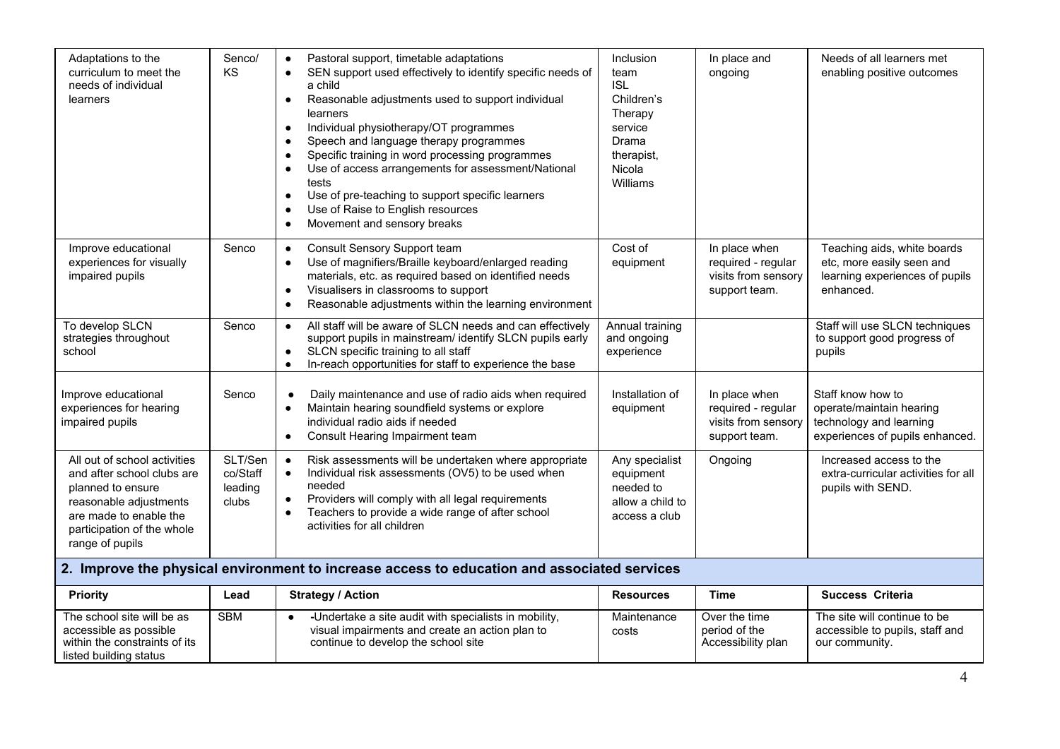| Adaptations to the curriculum to meet the needs of individual learners | Senco/ KS | • Pastoral support, timetable adaptations<br>• SEN support used effectively to identify specific needs of a child<br>• Reasonable adjustments used to support individual learners<br>• Individual physiotherapy/OT programmes<br>• Speech and language therapy programmes<br>• Specific training in word processing programmes<br>• Use of access arrangements for assessment/National tests<br>• Use of pre-teaching to support specific learners<br>• Use of Raise to English resources<br>• Movement and sensory breaks | Inclusion team<br>ISL<br>Children's Therapy service<br>Drama therapist, Nicola Williams | In place and ongoing | Needs of all learners met enabling positive outcomes |
|---|---|---|---|---|---|
| Improve educational experiences for visually impaired pupils | Senco | • Consult Sensory Support team<br>• Use of magnifiers/Braille keyboard/enlarged reading materials, etc. as required based on identified needs<br>• Visualisers in classrooms to support<br>• Reasonable adjustments within the learning environment | Cost of equipment | In place when required - regular visits from sensory support team. | Teaching aids, white boards etc, more easily seen and learning experiences of pupils enhanced. |
| To develop SLCN strategies throughout school | Senco | • All staff will be aware of SLCN needs and can effectively support pupils in mainstream/ identify SLCN pupils early<br>• SLCN specific training to all staff<br>• In-reach opportunities for staff to experience the base | Annual training and ongoing experience | | Staff will use SLCN techniques to support good progress of pupils |
| Improve educational experiences for hearing impaired pupils | Senco | • Daily maintenance and use of radio aids when required<br>• Maintain hearing soundfield systems or explore individual radio aids if needed<br>• Consult Hearing Impairment team | Installation of equipment | In place when required - regular visits from sensory support team. | Staff know how to operate/maintain hearing technology and learning experiences of pupils enhanced. |
| All out of school activities and after school clubs are planned to ensure reasonable adjustments are made to enable the participation of the whole range of pupils | SLT/Senco/Staff leading clubs | • Risk assessments will be undertaken where appropriate<br>• Individual risk assessments (OV5) to be used when needed<br>• Providers will comply with all legal requirements<br>• Teachers to provide a wide range of after school activities for all children | Any specialist equipment needed to allow a child to access a club | Ongoing | Increased access to the extra-curricular activities for all pupils with SEND. |

## 2. Improve the physical environment to increase access to education and associated services

| Priority | Lead | Strategy / Action | Resources | Time | Success Criteria |
|---|---|---|---|---|---|
| The school site will be as accessible as possible within the constraints of its listed building status | SBM | • -Undertake a site audit with specialists in mobility, visual impairments and create an action plan to continue to develop the school site | Maintenance costs | Over the time period of the Accessibility plan | The site will continue to be accessible to pupils, staff and our community. |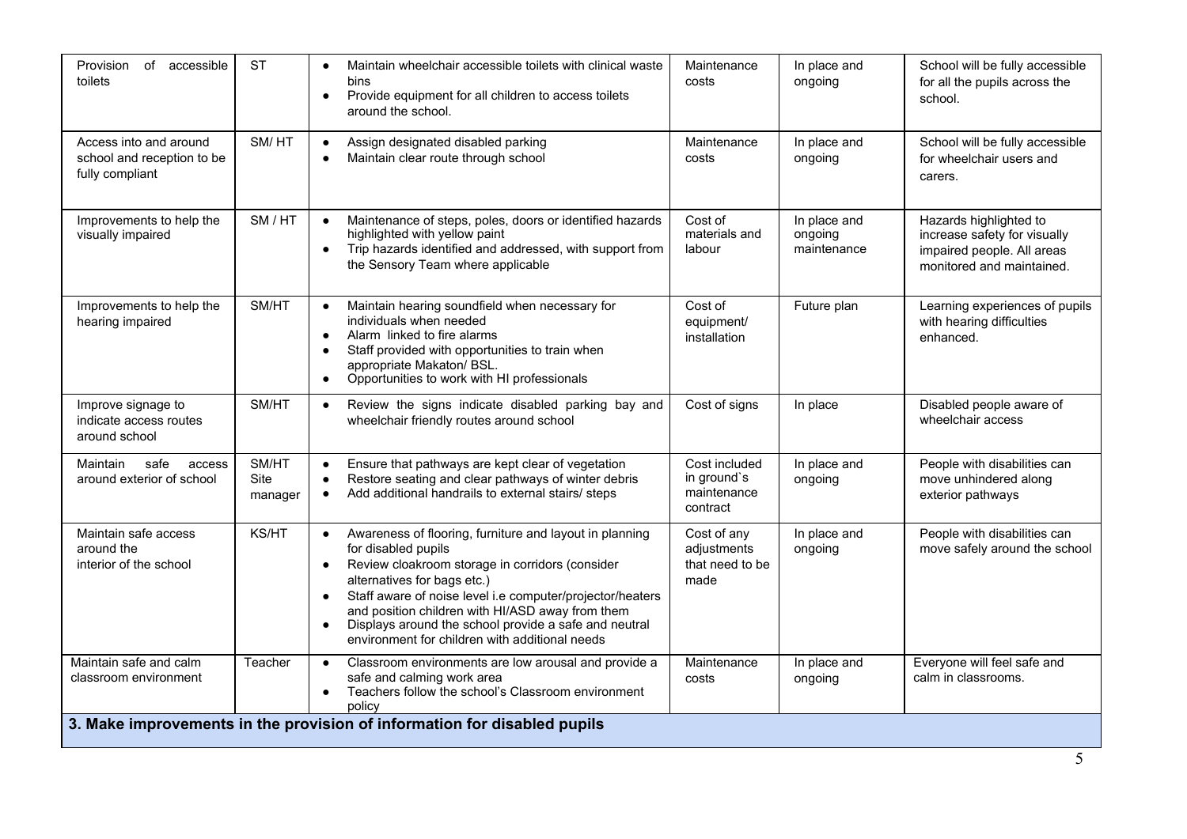| Provision of accessible toilets | ST | • Maintain wheelchair accessible toilets with clinical waste bins<br>• Provide equipment for all children to access toilets around the school. | Maintenance costs | In place and ongoing | School will be fully accessible for all the pupils across the school. |
|---|---|---|---|---|---|
| Access into and around school and reception to be fully compliant | SM/ HT | • Assign designated disabled parking<br>• Maintain clear route through school | Maintenance costs | In place and ongoing | School will be fully accessible for wheelchair users and carers. |
| Improvements to help the visually impaired | SM / HT | • Maintenance of steps, poles, doors or identified hazards highlighted with yellow paint<br>• Trip hazards identified and addressed, with support from the Sensory Team where applicable | Cost of materials and labour | In place and ongoing maintenance | Hazards highlighted to increase safety for visually impaired people. All areas monitored and maintained. |
| Improvements to help the hearing impaired | SM/HT | • Maintain hearing soundfield when necessary for individuals when needed<br>• Alarm linked to fire alarms<br>• Staff provided with opportunities to train when appropriate Makaton/ BSL.<br>• Opportunities to work with HI professionals | Cost of equipment/ installation | Future plan | Learning experiences of pupils with hearing difficulties enhanced. |
| Improve signage to indicate access routes around school | SM/HT | • Review the signs indicate disabled parking bay and wheelchair friendly routes around school | Cost of signs | In place | Disabled people aware of wheelchair access |
| Maintain safe access around exterior of school | SM/HT Site manager | • Ensure that pathways are kept clear of vegetation<br>• Restore seating and clear pathways of winter debris<br>• Add additional handrails to external stairs/ steps | Cost included in ground`s maintenance contract | In place and ongoing | People with disabilities can move unhindered along exterior pathways |
| Maintain safe access around the interior of the school | KS/HT | • Awareness of flooring, furniture and layout in planning for disabled pupils<br>• Review cloakroom storage in corridors (consider alternatives for bags etc.)<br>• Staff aware of noise level i.e computer/projector/heaters and position children with HI/ASD away from them<br>• Displays around the school provide a safe and neutral environment for children with additional needs | Cost of any adjustments that need to be made | In place and ongoing | People with disabilities can move safely around the school |
| Maintain safe and calm classroom environment | Teacher | • Classroom environments are low arousal and provide a safe and calming work area<br>• Teachers follow the school's Classroom environment policy | Maintenance costs | In place and ongoing | Everyone will feel safe and calm in classrooms. |
| **3. Make improvements in the provision of information for disabled pupils** | | | | | |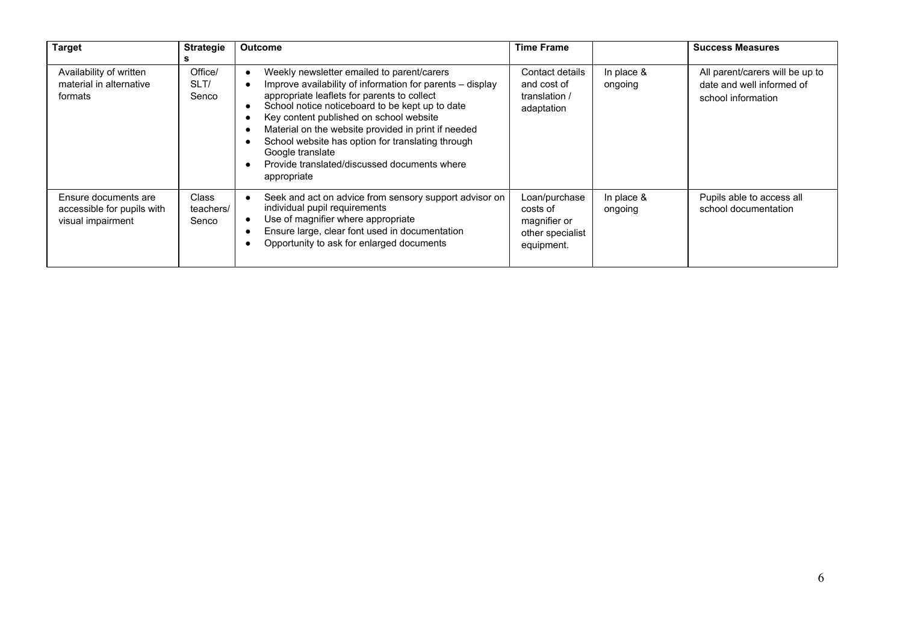| Target | Strategies | Outcome | Time Frame | | Success Measures |
|---|---|---|---|---|---|
| Availability of written material in alternative formats | Office/ SLT/ Senco | • Weekly newsletter emailed to parent/carers<br>• Improve availability of information for parents – display appropriate leaflets for parents to collect<br>• School notice noticeboard to be kept up to date<br>• Key content published on school website<br>• Material on the website provided in print if needed<br>• School website has option for translating through Google translate<br>• Provide translated/discussed documents where appropriate | Contact details and cost of translation / adaptation | In place & ongoing | All parent/carers will be up to date and well informed of school information |
| Ensure documents are accessible for pupils with visual impairment | Class teachers/ Senco | • Seek and act on advice from sensory support advisor on individual pupil requirements<br>• Use of magnifier where appropriate<br>• Ensure large, clear font used in documentation<br>• Opportunity to ask for enlarged documents | Loan/purchase costs of magnifier or other specialist equipment. | In place & ongoing | Pupils able to access all school documentation |